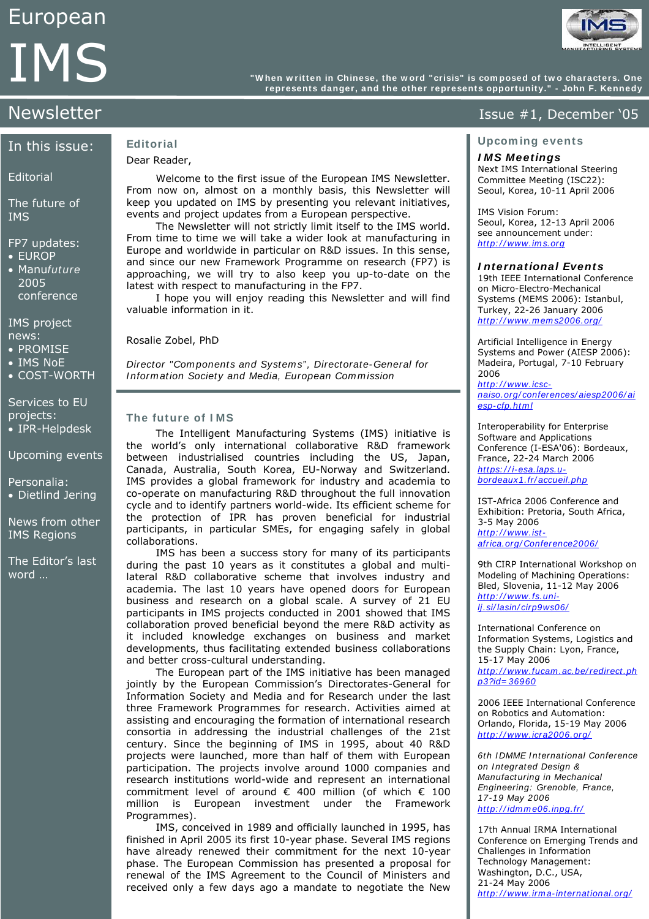# European IMS Newsletter

*"When written in Chinese, the word "crisis" is composed of two characters. One represents danger, and the other represents opportunity." - John F. Kennedy*

Issue #1, December '05

## In this issue:

- Editorial
- The future of IMS
- FP7 updates:
  - EUROP
  - Manu*future* 2005 conference
- IMS project news:
  - PROMISE
  - IMS NoE
  - COST-WORTH
- Services to EU projects:
  - IPR-Helpdesk
- Upcoming events
- Personalia:
  - Dietlind Jering
- News from other IMS Regions
- The Editor's last word …

## Editorial

Dear Reader,

Welcome to the first issue of the European IMS Newsletter. From now on, almost on a monthly basis, this Newsletter will keep you updated on IMS by presenting you relevant initiatives, events and project updates from a European perspective.

The Newsletter will not strictly limit itself to the IMS world. From time to time we will take a wider look at manufacturing in Europe and worldwide in particular on R&D issues. In this sense, and since our new Framework Programme on research (FP7) is approaching, we will try to also keep you up-to-date on the latest with respect to manufacturing in the FP7.

I hope you will enjoy reading this Newsletter and will find valuable information in it.

Rosalie Zobel, PhD

*Director "Components and Systems", Directorate-General for Information Society and Media, European Commission*

## The future of IMS

The Intelligent Manufacturing Systems (IMS) initiative is the world's only international collaborative R&D framework between industrialised countries including the US, Japan, Canada, Australia, South Korea, EU-Norway and Switzerland. IMS provides a global framework for industry and academia to co-operate on manufacturing R&D throughout the full innovation cycle and to identify partners world-wide. Its efficient scheme for the protection of IPR has proven beneficial for industrial participants, in particular SMEs, for engaging safely in global collaborations.

IMS has been a success story for many of its participants during the past 10 years as it constitutes a global and multi-lateral R&D collaborative scheme that involves industry and academia. The last 10 years have opened doors for European business and research on a global scale. A survey of 21 EU participants in IMS projects conducted in 2001 showed that IMS collaboration proved beneficial beyond the mere R&D activity as it included knowledge exchanges on business and market developments, thus facilitating extended business collaborations and better cross-cultural understanding.

The European part of the IMS initiative has been managed jointly by the European Commission's Directorates-General for Information Society and Media and for Research under the last three Framework Programmes for research. Activities aimed at assisting and encouraging the formation of international research consortia in addressing the industrial challenges of the 21st century. Since the beginning of IMS in 1995, about 40 R&D projects were launched, more than half of them with European participation. The projects involve around 1000 companies and research institutions world-wide and represent an international commitment level of around € 400 million (of which € 100 million is European investment under the Framework Programmes).

IMS, conceived in 1989 and officially launched in 1995, has finished in April 2005 its first 10-year phase. Several IMS regions have already renewed their commitment for the next 10-year phase. The European Commission has presented a proposal for renewal of the IMS Agreement to the Council of Ministers and received only a few days ago a mandate to negotiate the New

## Upcoming events

### *IMS Meetings*

Next IMS International Steering Committee Meeting (ISC22): Seoul, Korea, 10-11 April 2006

IMS Vision Forum: Seoul, Korea, 12-13 April 2006
see announcement under:
*http://www.ims.org*

### *International Events*

19th IEEE International Conference on Micro-Electro-Mechanical Systems (MEMS 2006): Istanbul, Turkey, 22-26 January 2006
*http://www.mems2006.org/*

Artificial Intelligence in Energy Systems and Power (AIESP 2006): Madeira, Portugal, 7-10 February 2006
*http://www.icsc-naiso.org/conferences/aiesp2006/aiesp-cfp.html*

Interoperability for Enterprise Software and Applications Conference (I-ESA'06): Bordeaux, France, 22-24 March 2006
*https://i-esa.laps.u-bordeaux1.fr/accueil.php*

IST-Africa 2006 Conference and Exhibition: Pretoria, South Africa, 3-5 May 2006
*http://www.ist-africa.org/Conference2006/*

9th CIRP International Workshop on Modeling of Machining Operations: Bled, Slovenia, 11-12 May 2006
*http://www.fs.uni-lj.si/lasin/cirp9ws06/*

International Conference on Information Systems, Logistics and the Supply Chain: Lyon, France, 15-17 May 2006
*http://www.fucam.ac.be/redirect.php3?id=36960*

2006 IEEE International Conference on Robotics and Automation: Orlando, Florida, 15-19 May 2006
*http://www.icra2006.org/*

*6th IDMME International Conference on Integrated Design & Manufacturing in Mechanical Engineering: Grenoble, France, 17-19 May 2006*
*http://idmme06.inpg.fr/*

17th Annual IRMA International Conference on Emerging Trends and Challenges in Information Technology Management: Washington, D.C., USA, 21-24 May 2006
*http://www.irma-international.org/*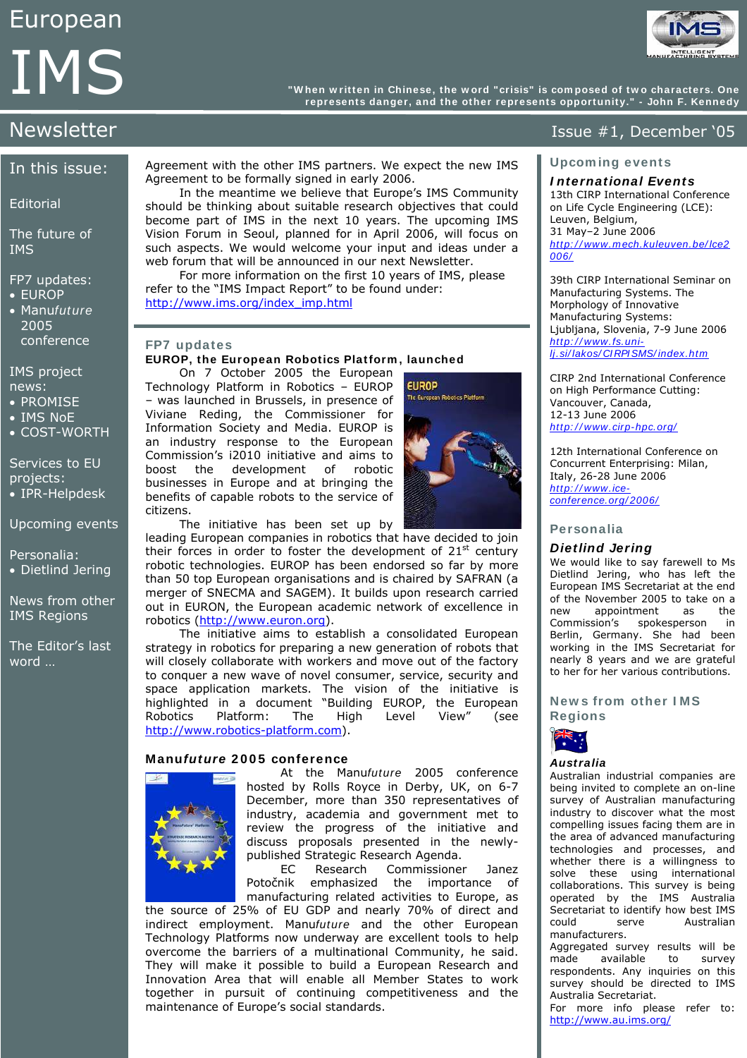Agreement with the other IMS partners. We expect the new IMS Agreement to be formally signed in early 2006.

In the meantime we believe that Europe's IMS Community should be thinking about suitable research objectives that could become part of IMS in the next 10 years. The upcoming IMS Vision Forum in Seoul, planned for in April 2006, will focus on such aspects. We would welcome your input and ideas under a web forum that will be announced in our next Newsletter.

For more information on the first 10 years of IMS, please refer to the "IMS Impact Report" to be found under: http://www.ims.org/index_imp.html

## FP7 updates

### EUROP, the European Robotics Platform, launched

On 7 October 2005 the European Technology Platform in Robotics – EUROP – was launched in Brussels, in presence of Viviane Reding, the Commissioner for Information Society and Media. EUROP is an industry response to the European Commission's i2010 initiative and aims to boost the development of robotic businesses in Europe and at bringing the benefits of capable robots to the service of citizens.

The initiative has been set up by leading European companies in robotics that have decided to join their forces in order to foster the development of 21st century robotic technologies. EUROP has been endorsed so far by more than 50 top European organisations and is chaired by SAFRAN (a merger of SNECMA and SAGEM). It builds upon research carried out in EURON, the European academic network of excellence in robotics (http://www.euron.org).

The initiative aims to establish a consolidated European strategy in robotics for preparing a new generation of robots that will closely collaborate with workers and move out of the factory to conquer a new wave of novel consumer, service, security and space application markets. The vision of the initiative is highlighted in a document "Building EUROP, the European Robotics Platform: The High Level View" (see http://www.robotics-platform.com).

### Manu*future* 2005 conference

At the Manu*future* 2005 conference hosted by Rolls Royce in Derby, UK, on 6-7 December, more than 350 representatives of industry, academia and government met to review the progress of the initiative and discuss proposals presented in the newly-published Strategic Research Agenda.

EC Research Commissioner Janez Potočnik emphasized the importance of manufacturing related activities to Europe, as the source of 25% of EU GDP and nearly 70% of direct and indirect employment. Manu*future* and the other European Technology Platforms now underway are excellent tools to help overcome the barriers of a multinational Community, he said. They will make it possible to build a European Research and Innovation Area that will enable all Member States to work together in pursuit of continuing competitiveness and the maintenance of Europe's social standards.

## Upcoming events

### *International Events*

13th CIRP International Conference on Life Cycle Engineering (LCE): Leuven, Belgium, 31 May–2 June 2006
http://www.mech.kuleuven.be/lce2006/

39th CIRP International Seminar on Manufacturing Systems. The Morphology of Innovative Manufacturing Systems: Ljubljana, Slovenia, 7-9 June 2006
http://www.fs.uni-lj.si/lakos/CIRPISMS/index.htm

CIRP 2nd International Conference on High Performance Cutting: Vancouver, Canada, 12-13 June 2006
http://www.cirp-hpc.org/

12th International Conference on Concurrent Enterprising: Milan, Italy, 26-28 June 2006
http://www.ice-conference.org/2006/

## Personalia

### *Dietlind Jering*

We would like to say farewell to Ms Dietlind Jering, who has left the European IMS Secretariat at the end of the November 2005 to take on a new appointment as the Commission's spokesperson in Berlin, Germany. She had been working in the IMS Secretariat for nearly 8 years and we are grateful to her for her various contributions.

## News from other IMS Regions

### *Australia*

Australian industrial companies are being invited to complete an on-line survey of Australian manufacturing industry to discover what the most compelling issues facing them are in the area of advanced manufacturing technologies and processes, and whether there is a willingness to solve these issues using international collaborations. This survey is being operated by the IMS Australia Secretariat to identify how best IMS could serve Australian manufacturers.

Aggregated survey results will be made available to survey respondents. Any inquiries on this survey should be directed to IMS Australia Secretariat.

For more info please refer to: http://www.au.ims.org/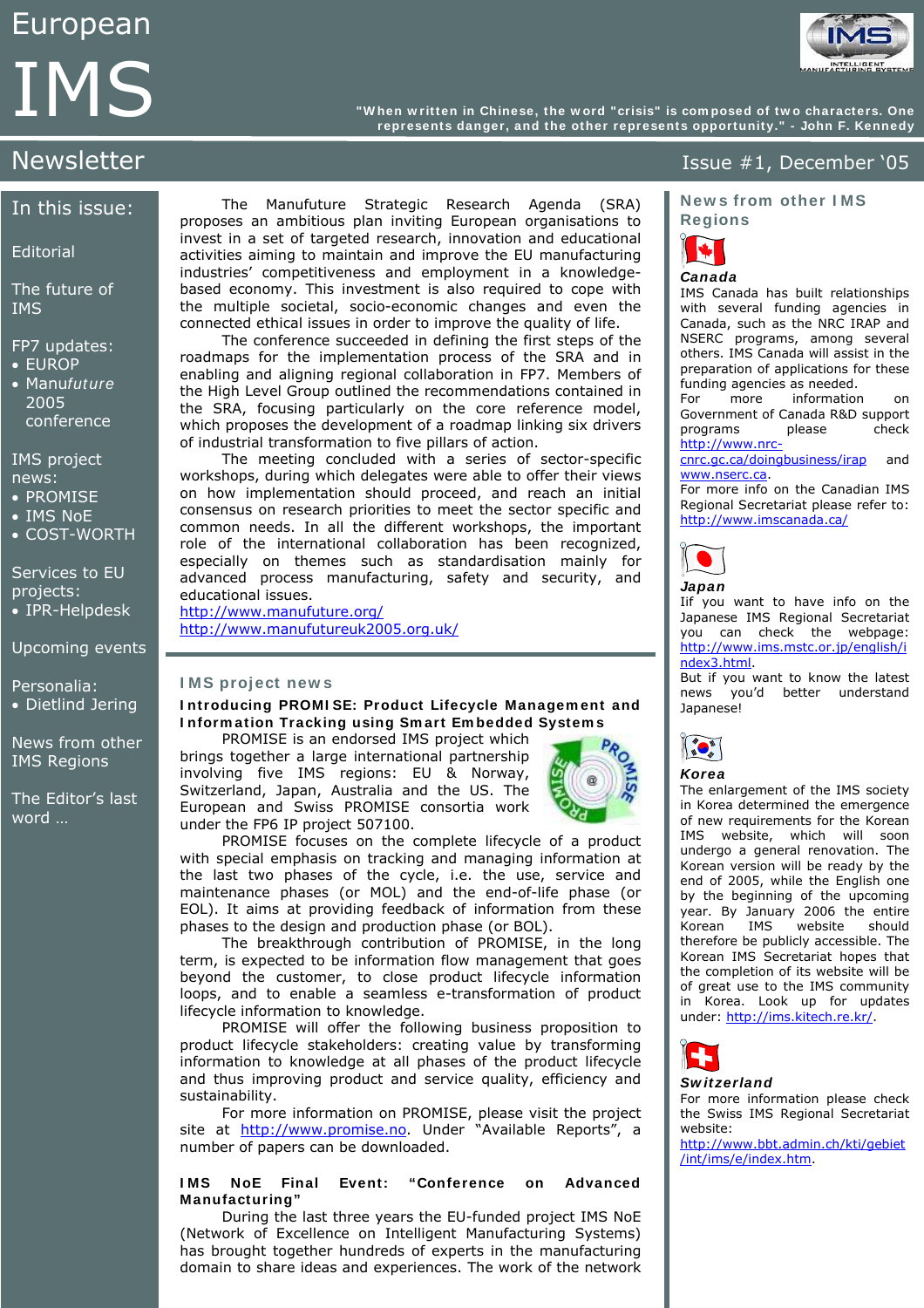# European IMS Newsletter

"When written in Chinese, the word "crisis" is composed of two characters. One represents danger, and the other represents opportunity." - John F. Kennedy

Issue #1, December '05

## In this issue:

- Editorial
- The future of IMS
- FP7 updates:
  - EUROP
  - Manufuture 2005 conference
- IMS project news:
  - PROMISE
  - IMS NoE
  - COST-WORTH
- Services to EU projects:
  - IPR-Helpdesk
- Upcoming events
- Personalia:
  - Dietlind Jering
- News from other IMS Regions
- The Editor's last word …

The Manufuture Strategic Research Agenda (SRA) proposes an ambitious plan inviting European organisations to invest in a set of targeted research, innovation and educational activities aiming to maintain and improve the EU manufacturing industries' competitiveness and employment in a knowledge-based economy. This investment is also required to cope with the multiple societal, socio-economic changes and even the connected ethical issues in order to improve the quality of life.

The conference succeeded in defining the first steps of the roadmaps for the implementation process of the SRA and in enabling and aligning regional collaboration in FP7. Members of the High Level Group outlined the recommendations contained in the SRA, focusing particularly on the core reference model, which proposes the development of a roadmap linking six drivers of industrial transformation to five pillars of action.

The meeting concluded with a series of sector-specific workshops, during which delegates were able to offer their views on how implementation should proceed, and reach an initial consensus on research priorities to meet the sector specific and common needs. In all the different workshops, the important role of the international collaboration has been recognized, especially on themes such as standardisation mainly for advanced process manufacturing, safety and security, and educational issues.

http://www.manufuture.org/
http://www.manufutureuk2005.org.uk/

## IMS project news

### Introducing PROMISE: Product Lifecycle Management and Information Tracking using Smart Embedded Systems

PROMISE is an endorsed IMS project which brings together a large international partnership involving five IMS regions: EU & Norway, Switzerland, Japan, Australia and the US. The European and Swiss PROMISE consortia work under the FP6 IP project 507100.

PROMISE focuses on the complete lifecycle of a product with special emphasis on tracking and managing information at the last two phases of the cycle, i.e. the use, service and maintenance phases (or MOL) and the end-of-life phase (or EOL). It aims at providing feedback of information from these phases to the design and production phase (or BOL).

The breakthrough contribution of PROMISE, in the long term, is expected to be information flow management that goes beyond the customer, to close product lifecycle information loops, and to enable a seamless e-transformation of product lifecycle information to knowledge.

PROMISE will offer the following business proposition to product lifecycle stakeholders: creating value by transforming information to knowledge at all phases of the product lifecycle and thus improving product and service quality, efficiency and sustainability.

For more information on PROMISE, please visit the project site at http://www.promise.no. Under "Available Reports", a number of papers can be downloaded.

### IMS NoE Final Event: "Conference on Advanced Manufacturing"

During the last three years the EU-funded project IMS NoE (Network of Excellence on Intelligent Manufacturing Systems) has brought together hundreds of experts in the manufacturing domain to share ideas and experiences. The work of the network

## News from other IMS Regions

### Canada

IMS Canada has built relationships with several funding agencies in Canada, such as the NRC IRAP and NSERC programs, among several others. IMS Canada will assist in the preparation of applications for these funding agencies as needed.

For more information on Government of Canada R&D support programs please check http://www.nrc-cnrc.gc.ca/doingbusiness/irap and www.nserc.ca.

For more info on the Canadian IMS Regional Secretariat please refer to: http://www.imscanada.ca/

### Japan

Iif you want to have info on the Japanese IMS Regional Secretariat you can check the webpage: http://www.ims.mstc.or.jp/english/index3.html.

But if you want to know the latest news you'd better understand Japanese!

### Korea

The enlargement of the IMS society in Korea determined the emergence of new requirements for the Korean IMS website, which will soon undergo a general renovation. The Korean version will be ready by the end of 2005, while the English one by the beginning of the upcoming year. By January 2006 the entire Korean IMS website should therefore be publicly accessible. The Korean IMS Secretariat hopes that the completion of its website will be of great use to the IMS community in Korea. Look up for updates under: http://ims.kitech.re.kr/.

### Switzerland

For more information please check the Swiss IMS Regional Secretariat website:
http://www.bbt.admin.ch/kti/gebiet/int/ims/e/index.htm.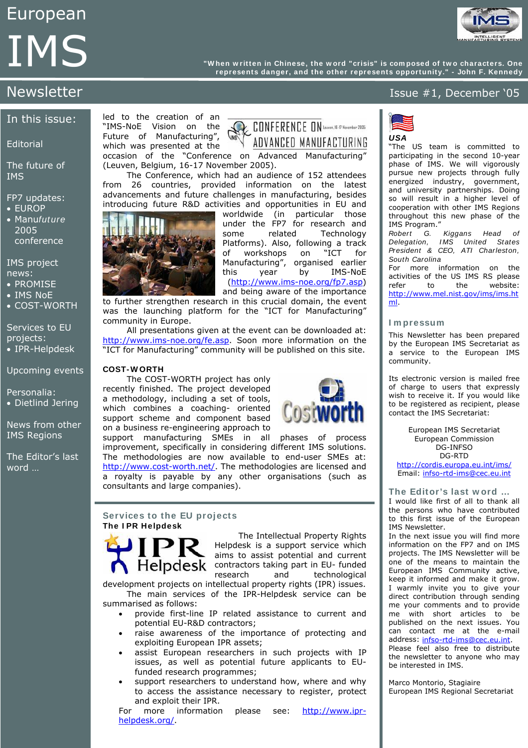# European IMS Newsletter

"When written in Chinese, the word "crisis" is composed of two characters. One represents danger, and the other represents opportunity." - John F. Kennedy

Issue #1, December '05

## In this issue:

- Editorial
- The future of IMS
- FP7 updates:
  - EUROP
  - Manu*future* 2005 conference
- IMS project news:
  - PROMISE
  - IMS NoE
  - COST-WORTH
- Services to EU projects:
  - IPR-Helpdesk
- Upcoming events
- Personalia:
  - Dietlind Jering
- News from other IMS Regions
- The Editor's last word …

led to the creation of an "IMS-NoE Vision on the Future of Manufacturing", which was presented at the occasion of the "Conference on Advanced Manufacturing" (Leuven, Belgium, 16-17 November 2005).

The Conference, which had an audience of 152 attendees from 26 countries, provided information on the latest advancements and future challenges in manufacturing, besides introducing future R&D activities and opportunities in EU and worldwide (in particular those under the FP7 for research and some related Technology Platforms). Also, following a track of workshops on "ICT for Manufacturing", organised earlier this year by IMS-NoE (http://www.ims-noe.org/fp7.asp) and being aware of the importance to further strengthen research in this crucial domain, the event was the launching platform for the "ICT for Manufacturing" community in Europe.

All presentations given at the event can be downloaded at: http://www.ims-noe.org/fe.asp. Soon more information on the "ICT for Manufacturing" community will be published on this site.

### COST-WORTH

The COST-WORTH project has only recently finished. The project developed a methodology, including a set of tools, which combines a coaching- oriented support scheme and component based on a business re-engineering approach to support manufacturing SMEs in all phases of process improvement, specifically in considering different IMS solutions. The methodologies are now available to end-user SMEs at: http://www.cost-worth.net/. The methodologies are licensed and a royalty is payable by any other organisations (such as consultants and large companies).

## Services to the EU projects

### The IPR Helpdesk

The Intellectual Property Rights Helpdesk is a support service which aims to assist potential and current contractors taking part in EU- funded research and technological development projects on intellectual property rights (IPR) issues.

The main services of the IPR-Helpdesk service can be summarised as follows:

- provide first-line IP related assistance to current and potential EU-R&D contractors;
- raise awareness of the importance of protecting and exploiting European IPR assets;
- assist European researchers in such projects with IP issues, as well as potential future applicants to EU-funded research programmes;
- support researchers to understand how, where and why to access the assistance necessary to register, protect and exploit their IPR.

For more information please see: http://www.ipr-helpdesk.org/.

### USA

"The US team is committed to participating in the second 10-year phase of IMS. We will vigorously pursue new projects through fully energized industry, government, and university partnerships. Doing so will result in a higher level of cooperation with other IMS Regions throughout this new phase of the IMS Program."

*Robert G. Kiggans Head of Delegation, IMS United States President & CEO, ATI Charleston, South Carolina*

For more information on the activities of the US IMS RS please refer to the website: http://www.mel.nist.gov/ims/ims.html.

## Impressum

This Newsletter has been prepared by the European IMS Secretariat as a service to the European IMS community.

Its electronic version is mailed free of charge to users that expressly wish to receive it. If you would like to be registered as recipient, please contact the IMS Secretariat:

European IMS Secretariat
European Commission
DG-INFSO
DG-RTD
http://cordis.europa.eu.int/ims/
Email: infso-rtd-ims@cec.eu.int

## The Editor's last word …

I would like first of all to thank all the persons who have contributed to this first issue of the European IMS Newsletter.

In the next issue you will find more information on the FP7 and on IMS projects. The IMS Newsletter will be one of the means to maintain the European IMS Community active, keep it informed and make it grow.

I warmly invite you to give your direct contribution through sending me your comments and to provide me with short articles to be published on the next issues. You can contact me at the e-mail address: infso-rtd-ims@cec.eu.int.

Please feel also free to distribute the newsletter to anyone who may be interested in IMS.

Marco Montorio, Stagiaire
European IMS Regional Secretariat